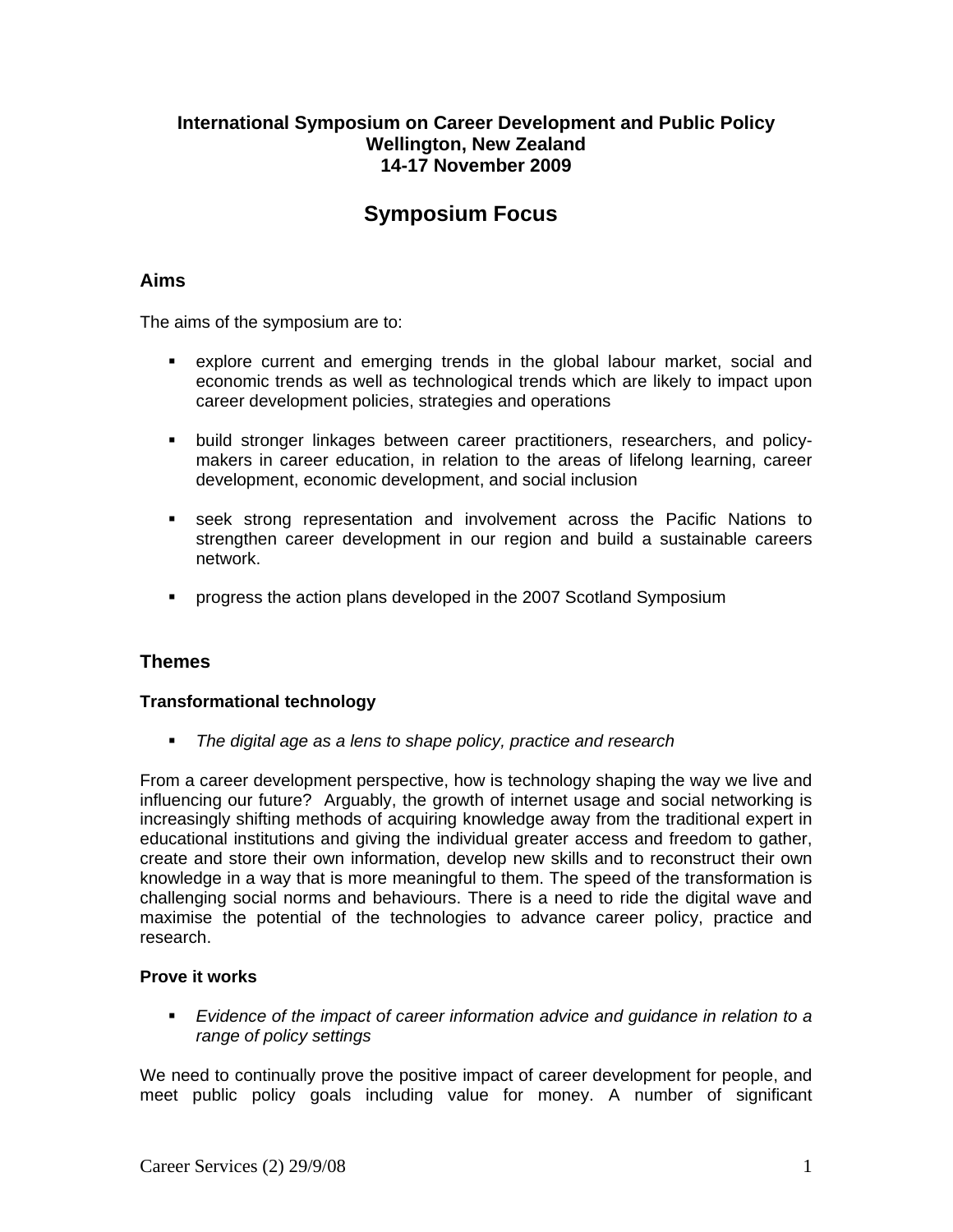**International Symposium on Career Development and Public Policy**
**Wellington, New Zealand**
**14-17 November 2009**

# Symposium Focus

## Aims

The aims of the symposium are to:

- explore current and emerging trends in the global labour market, social and economic trends as well as technological trends which are likely to impact upon career development policies, strategies and operations

- build stronger linkages between career practitioners, researchers, and policy-makers in career education, in relation to the areas of lifelong learning, career development, economic development, and social inclusion

- seek strong representation and involvement across the Pacific Nations to strengthen career development in our region and build a sustainable careers network.

- progress the action plans developed in the 2007 Scotland Symposium

## Themes

### Transformational technology

- *The digital age as a lens to shape policy, practice and research*

From a career development perspective, how is technology shaping the way we live and influencing our future? Arguably, the growth of internet usage and social networking is increasingly shifting methods of acquiring knowledge away from the traditional expert in educational institutions and giving the individual greater access and freedom to gather, create and store their own information, develop new skills and to reconstruct their own knowledge in a way that is more meaningful to them. The speed of the transformation is challenging social norms and behaviours. There is a need to ride the digital wave and maximise the potential of the technologies to advance career policy, practice and research.

### Prove it works

- *Evidence of the impact of career information advice and guidance in relation to a range of policy settings*

We need to continually prove the positive impact of career development for people, and meet public policy goals including value for money. A number of significant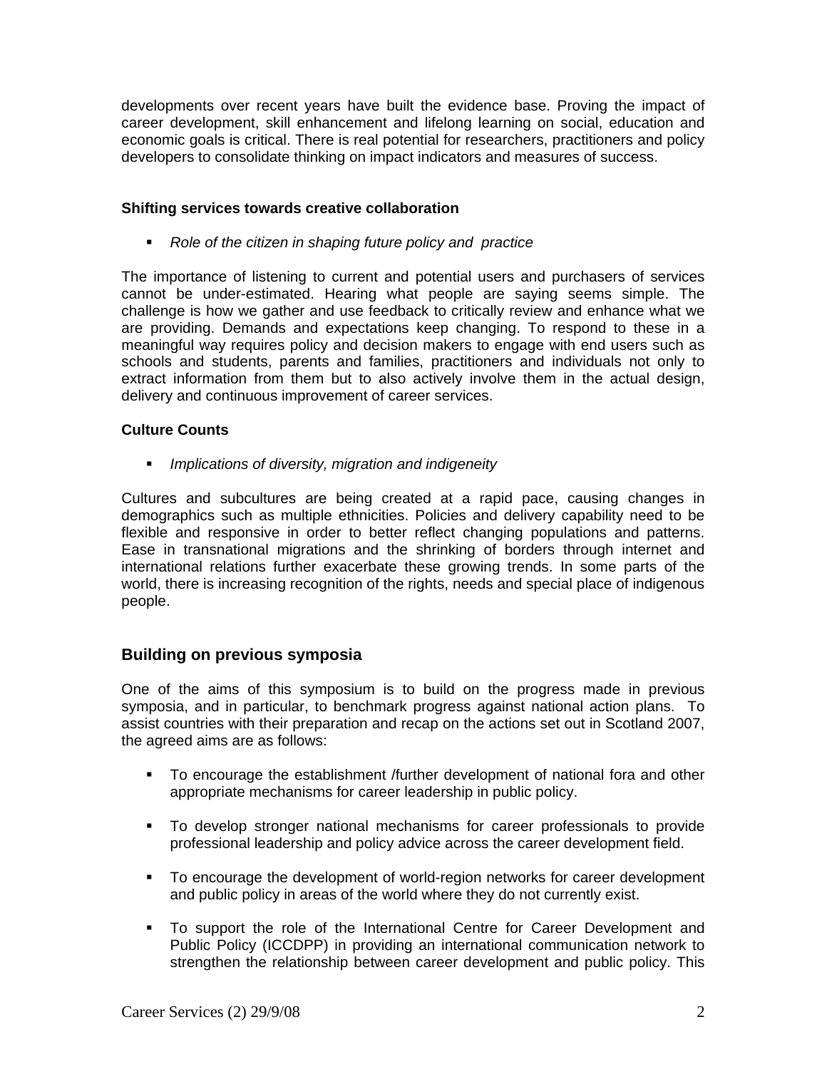developments over recent years have built the evidence base. Proving the impact of career development, skill enhancement and lifelong learning on social, education and economic goals is critical. There is real potential for researchers, practitioners and policy developers to consolidate thinking on impact indicators and measures of success.

**Shifting services towards creative collaboration**

- *Role of the citizen in shaping future policy and practice*

The importance of listening to current and potential users and purchasers of services cannot be under-estimated. Hearing what people are saying seems simple. The challenge is how we gather and use feedback to critically review and enhance what we are providing. Demands and expectations keep changing. To respond to these in a meaningful way requires policy and decision makers to engage with end users such as schools and students, parents and families, practitioners and individuals not only to extract information from them but to also actively involve them in the actual design, delivery and continuous improvement of career services.

**Culture Counts**

- *Implications of diversity, migration and indigeneity*

Cultures and subcultures are being created at a rapid pace, causing changes in demographics such as multiple ethnicities. Policies and delivery capability need to be flexible and responsive in order to better reflect changing populations and patterns. Ease in transnational migrations and the shrinking of borders through internet and international relations further exacerbate these growing trends. In some parts of the world, there is increasing recognition of the rights, needs and special place of indigenous people.

## Building on previous symposia

One of the aims of this symposium is to build on the progress made in previous symposia, and in particular, to benchmark progress against national action plans. To assist countries with their preparation and recap on the actions set out in Scotland 2007, the agreed aims are as follows:

- To encourage the establishment /further development of national fora and other appropriate mechanisms for career leadership in public policy.
- To develop stronger national mechanisms for career professionals to provide professional leadership and policy advice across the career development field.
- To encourage the development of world-region networks for career development and public policy in areas of the world where they do not currently exist.
- To support the role of the International Centre for Career Development and Public Policy (ICCDPP) in providing an international communication network to strengthen the relationship between career development and public policy. This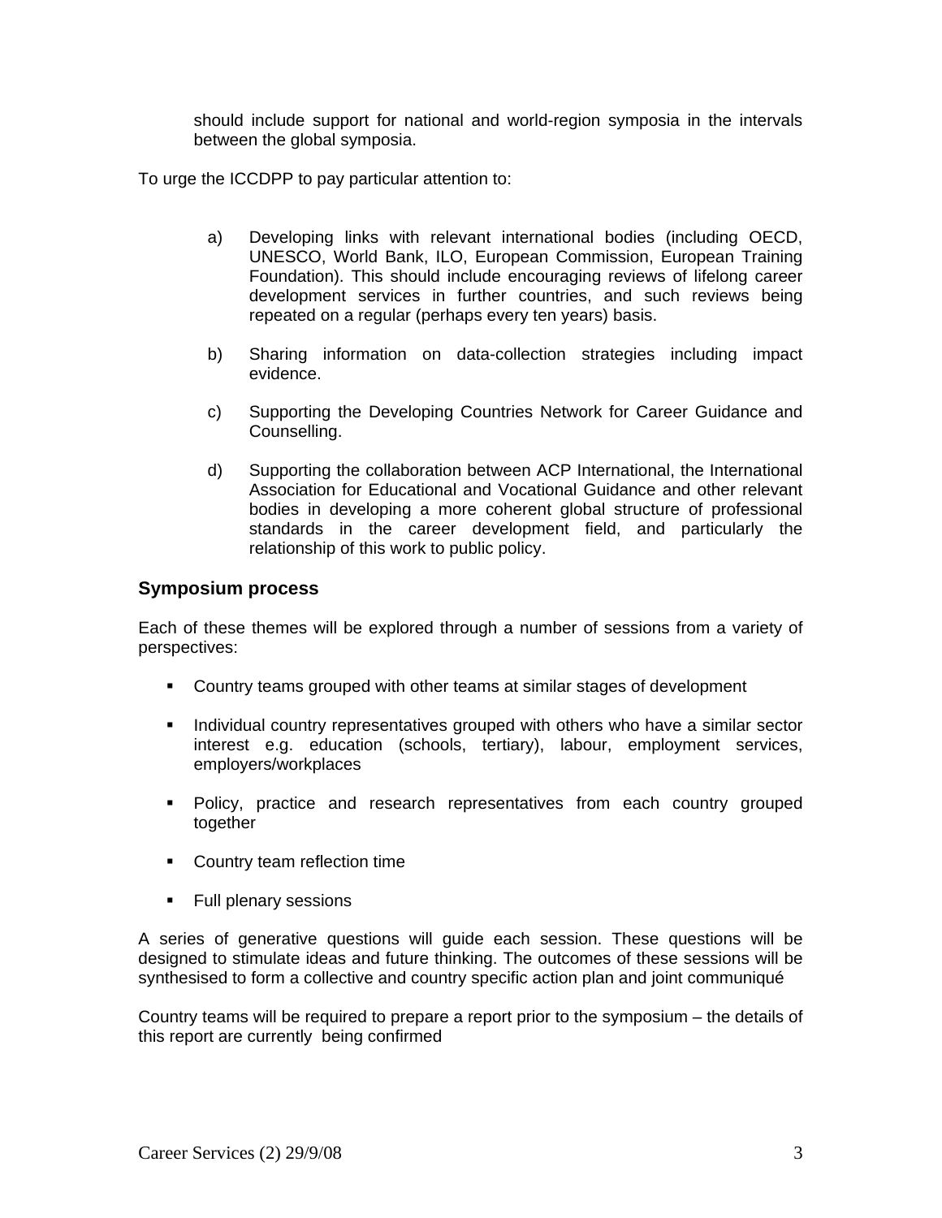should include support for national and world-region symposia in the intervals between the global symposia.

To urge the ICCDPP to pay particular attention to:

a) Developing links with relevant international bodies (including OECD, UNESCO, World Bank, ILO, European Commission, European Training Foundation). This should include encouraging reviews of lifelong career development services in further countries, and such reviews being repeated on a regular (perhaps every ten years) basis.

b) Sharing information on data-collection strategies including impact evidence.

c) Supporting the Developing Countries Network for Career Guidance and Counselling.

d) Supporting the collaboration between ACP International, the International Association for Educational and Vocational Guidance and other relevant bodies in developing a more coherent global structure of professional standards in the career development field, and particularly the relationship of this work to public policy.

## Symposium process

Each of these themes will be explored through a number of sessions from a variety of perspectives:

- Country teams grouped with other teams at similar stages of development
- Individual country representatives grouped with others who have a similar sector interest e.g. education (schools, tertiary), labour, employment services, employers/workplaces
- Policy, practice and research representatives from each country grouped together
- Country team reflection time
- Full plenary sessions

A series of generative questions will guide each session. These questions will be designed to stimulate ideas and future thinking. The outcomes of these sessions will be synthesised to form a collective and country specific action plan and joint communiqué

Country teams will be required to prepare a report prior to the symposium – the details of this report are currently being confirmed